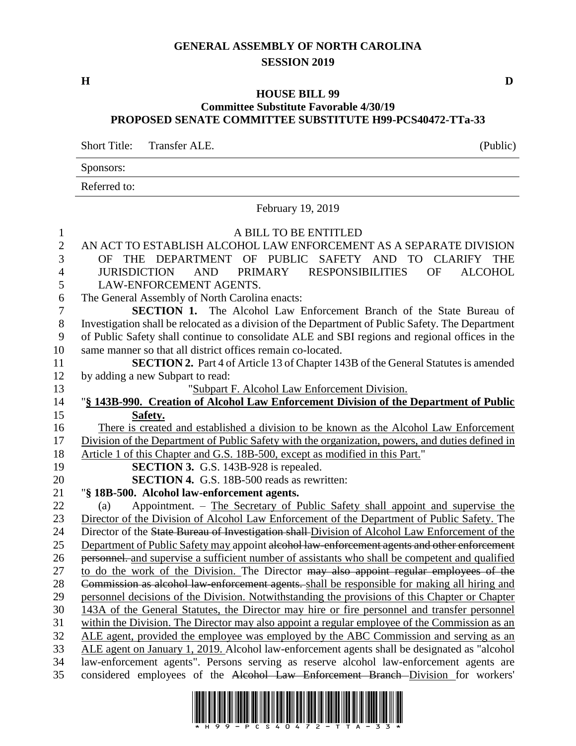# GENERAL ASSEMBLY OF NORTH CAROLINA
## SESSION 2019

**H** **D**

**HOUSE BILL 99**
**Committee Substitute Favorable 4/30/19**
**PROPOSED SENATE COMMITTEE SUBSTITUTE H99-PCS40472-TTa-33**

Short Title: Transfer ALE. (Public)

Sponsors:

Referred to:

February 19, 2019

A BILL TO BE ENTITLED

AN ACT TO ESTABLISH ALCOHOL LAW ENFORCEMENT AS A SEPARATE DIVISION OF THE DEPARTMENT OF PUBLIC SAFETY AND TO CLARIFY THE JURISDICTION AND PRIMARY RESPONSIBILITIES OF ALCOHOL LAW-ENFORCEMENT AGENTS.

The General Assembly of North Carolina enacts:

**SECTION 1.** The Alcohol Law Enforcement Branch of the State Bureau of Investigation shall be relocated as a division of the Department of Public Safety. The Department of Public Safety shall continue to consolidate ALE and SBI regions and regional offices in the same manner so that all district offices remain co-located.

**SECTION 2.** Part 4 of Article 13 of Chapter 143B of the General Statutes is amended by adding a new Subpart to read:

"Subpart F. Alcohol Law Enforcement Division.

"**§ 143B-990. Creation of Alcohol Law Enforcement Division of the Department of Public Safety.**

There is created and established a division to be known as the Alcohol Law Enforcement Division of the Department of Public Safety with the organization, powers, and duties defined in Article 1 of this Chapter and G.S. 18B-500, except as modified in this Part."

**SECTION 3.** G.S. 143B-928 is repealed.

**SECTION 4.** G.S. 18B-500 reads as rewritten:

"**§ 18B-500. Alcohol law-enforcement agents.**

(a) Appointment. – The Secretary of Public Safety shall appoint and supervise the Director of the Division of Alcohol Law Enforcement of the Department of Public Safety. The Director of the ~~State Bureau of Investigation shall~~ Division of Alcohol Law Enforcement of the Department of Public Safety may appoint ~~alcohol law-enforcement agents and other enforcement personnel.~~ and supervise a sufficient number of assistants who shall be competent and qualified to do the work of the Division. The Director ~~may also appoint regular employees of the Commission as alcohol law-enforcement agents.~~ shall be responsible for making all hiring and personnel decisions of the Division. Notwithstanding the provisions of this Chapter or Chapter 143A of the General Statutes, the Director may hire or fire personnel and transfer personnel within the Division. The Director may also appoint a regular employee of the Commission as an ALE agent, provided the employee was employed by the ABC Commission and serving as an ALE agent on January 1, 2019. Alcohol law-enforcement agents shall be designated as "alcohol law-enforcement agents". Persons serving as reserve alcohol law-enforcement agents are considered employees of the ~~Alcohol Law Enforcement Branch~~ Division for workers'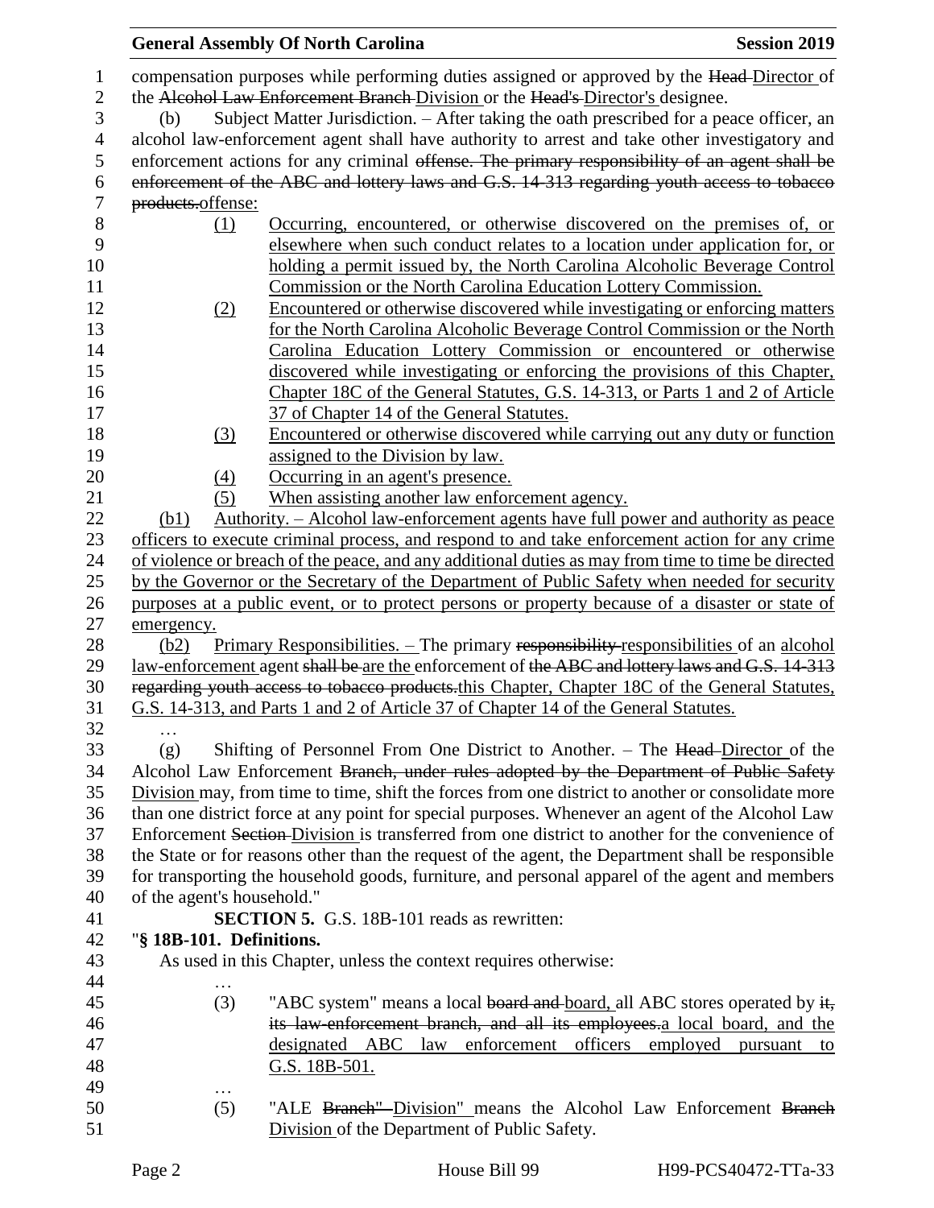compensation purposes while performing duties assigned or approved by the ~~Head~~ Director of the ~~Alcohol Law Enforcement Branch~~ Division or the ~~Head's~~ Director's designee.

(b) Subject Matter Jurisdiction. – After taking the oath prescribed for a peace officer, an alcohol law-enforcement agent shall have authority to arrest and take other investigatory and enforcement actions for any criminal ~~offense. The primary responsibility of an agent shall be enforcement of the ABC and lottery laws and G.S. 14-313 regarding youth access to tobacco products.~~offense:

(1) Occurring, encountered, or otherwise discovered on the premises of, or elsewhere when such conduct relates to a location under application for, or holding a permit issued by, the North Carolina Alcoholic Beverage Control Commission or the North Carolina Education Lottery Commission.

(2) Encountered or otherwise discovered while investigating or enforcing matters for the North Carolina Alcoholic Beverage Control Commission or the North Carolina Education Lottery Commission or encountered or otherwise discovered while investigating or enforcing the provisions of this Chapter, Chapter 18C of the General Statutes, G.S. 14-313, or Parts 1 and 2 of Article 37 of Chapter 14 of the General Statutes.

(3) Encountered or otherwise discovered while carrying out any duty or function assigned to the Division by law.

(4) Occurring in an agent's presence.

(5) When assisting another law enforcement agency.

(b1) Authority. – Alcohol law-enforcement agents have full power and authority as peace officers to execute criminal process, and respond to and take enforcement action for any crime of violence or breach of the peace, and any additional duties as may from time to time be directed by the Governor or the Secretary of the Department of Public Safety when needed for security purposes at a public event, or to protect persons or property because of a disaster or state of emergency.

(b2) Primary Responsibilities. – The primary ~~responsibility~~ responsibilities of an alcohol law-enforcement agent ~~shall be~~ are the enforcement of ~~the ABC and lottery laws and G.S. 14-313 regarding youth access to tobacco products.~~this Chapter, Chapter 18C of the General Statutes, G.S. 14-313, and Parts 1 and 2 of Article 37 of Chapter 14 of the General Statutes.

…

(g) Shifting of Personnel From One District to Another. – The ~~Head~~ Director of the Alcohol Law Enforcement ~~Branch, under rules adopted by the Department of Public Safety~~ Division may, from time to time, shift the forces from one district to another or consolidate more than one district force at any point for special purposes. Whenever an agent of the Alcohol Law Enforcement ~~Section~~ Division is transferred from one district to another for the convenience of the State or for reasons other than the request of the agent, the Department shall be responsible for transporting the household goods, furniture, and personal apparel of the agent and members of the agent's household."

**SECTION 5.** G.S. 18B-101 reads as rewritten:

"**§ 18B-101. Definitions.**

As used in this Chapter, unless the context requires otherwise:

…

(3) "ABC system" means a local ~~board and~~ board, all ABC stores operated by ~~it, its law-enforcement branch, and all its employees.~~a local board, and the designated ABC law enforcement officers employed pursuant to G.S. 18B-501.

…

(5) "ALE ~~Branch"~~ Division" means the Alcohol Law Enforcement ~~Branch~~ Division of the Department of Public Safety.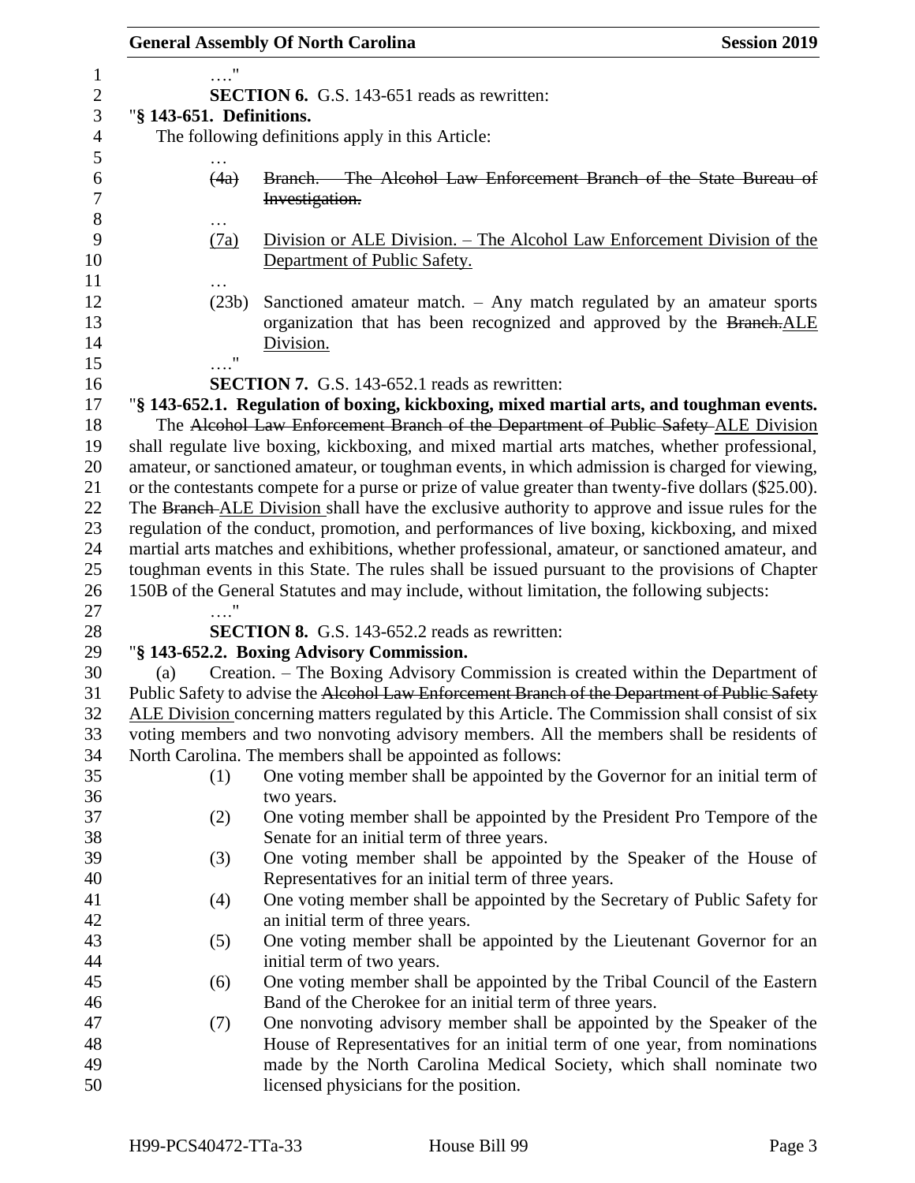…."

**SECTION 6.** G.S. 143-651 reads as rewritten:

"**§ 143-651. Definitions.**

The following definitions apply in this Article:

…

(4a) ~~Branch. – The Alcohol Law Enforcement Branch of the State Bureau of Investigation.~~

…

(7a) <u>Division or ALE Division. – The Alcohol Law Enforcement Division of the Department of Public Safety.</u>

…

(23b) Sanctioned amateur match. – Any match regulated by an amateur sports organization that has been recognized and approved by the ~~Branch.~~<u>ALE Division.</u>

…."

**SECTION 7.** G.S. 143-652.1 reads as rewritten:

"**§ 143-652.1. Regulation of boxing, kickboxing, mixed martial arts, and toughman events.**

The ~~Alcohol Law Enforcement Branch of the Department of Public Safety~~ <u>ALE Division</u> shall regulate live boxing, kickboxing, and mixed martial arts matches, whether professional, amateur, or sanctioned amateur, or toughman events, in which admission is charged for viewing, or the contestants compete for a purse or prize of value greater than twenty-five dollars ($25.00). The ~~Branch~~ <u>ALE Division</u> shall have the exclusive authority to approve and issue rules for the regulation of the conduct, promotion, and performances of live boxing, kickboxing, and mixed martial arts matches and exhibitions, whether professional, amateur, or sanctioned amateur, and toughman events in this State. The rules shall be issued pursuant to the provisions of Chapter 150B of the General Statutes and may include, without limitation, the following subjects:

…."

**SECTION 8.** G.S. 143-652.2 reads as rewritten:

"**§ 143-652.2. Boxing Advisory Commission.**

(a) Creation. – The Boxing Advisory Commission is created within the Department of Public Safety to advise the ~~Alcohol Law Enforcement Branch of the Department of Public Safety~~ <u>ALE Division</u> concerning matters regulated by this Article. The Commission shall consist of six voting members and two nonvoting advisory members. All the members shall be residents of North Carolina. The members shall be appointed as follows:

(1) One voting member shall be appointed by the Governor for an initial term of two years.

(2) One voting member shall be appointed by the President Pro Tempore of the Senate for an initial term of three years.

(3) One voting member shall be appointed by the Speaker of the House of Representatives for an initial term of three years.

(4) One voting member shall be appointed by the Secretary of Public Safety for an initial term of three years.

(5) One voting member shall be appointed by the Lieutenant Governor for an initial term of two years.

(6) One voting member shall be appointed by the Tribal Council of the Eastern Band of the Cherokee for an initial term of three years.

(7) One nonvoting advisory member shall be appointed by the Speaker of the House of Representatives for an initial term of one year, from nominations made by the North Carolina Medical Society, which shall nominate two licensed physicians for the position.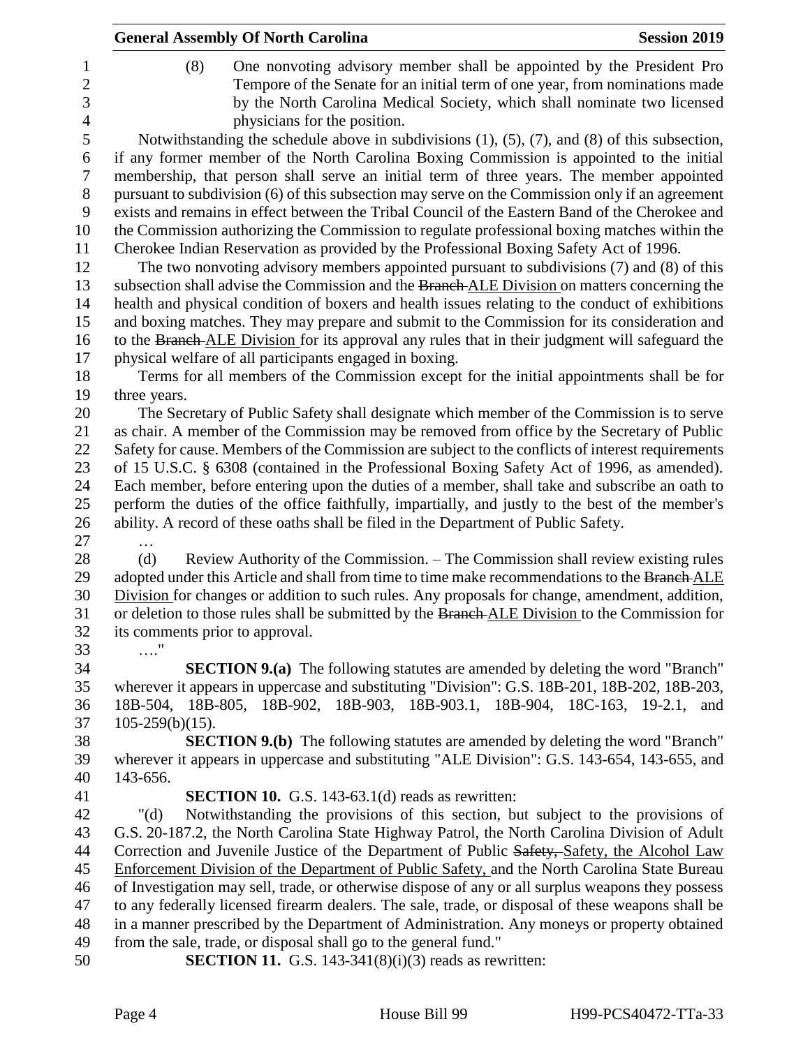(8) One nonvoting advisory member shall be appointed by the President Pro Tempore of the Senate for an initial term of one year, from nominations made by the North Carolina Medical Society, which shall nominate two licensed physicians for the position.

Notwithstanding the schedule above in subdivisions (1), (5), (7), and (8) of this subsection, if any former member of the North Carolina Boxing Commission is appointed to the initial membership, that person shall serve an initial term of three years. The member appointed pursuant to subdivision (6) of this subsection may serve on the Commission only if an agreement exists and remains in effect between the Tribal Council of the Eastern Band of the Cherokee and the Commission authorizing the Commission to regulate professional boxing matches within the Cherokee Indian Reservation as provided by the Professional Boxing Safety Act of 1996.

The two nonvoting advisory members appointed pursuant to subdivisions (7) and (8) of this subsection shall advise the Commission and the ~~Branch~~ ALE Division on matters concerning the health and physical condition of boxers and health issues relating to the conduct of exhibitions and boxing matches. They may prepare and submit to the Commission for its consideration and to the ~~Branch~~ ALE Division for its approval any rules that in their judgment will safeguard the physical welfare of all participants engaged in boxing.

Terms for all members of the Commission except for the initial appointments shall be for three years.

The Secretary of Public Safety shall designate which member of the Commission is to serve as chair. A member of the Commission may be removed from office by the Secretary of Public Safety for cause. Members of the Commission are subject to the conflicts of interest requirements of 15 U.S.C. § 6308 (contained in the Professional Boxing Safety Act of 1996, as amended). Each member, before entering upon the duties of a member, shall take and subscribe an oath to perform the duties of the office faithfully, impartially, and justly to the best of the member's ability. A record of these oaths shall be filed in the Department of Public Safety.

…

(d) Review Authority of the Commission. – The Commission shall review existing rules adopted under this Article and shall from time to time make recommendations to the ~~Branch~~ ALE Division for changes or addition to such rules. Any proposals for change, amendment, addition, or deletion to those rules shall be submitted by the ~~Branch~~ ALE Division to the Commission for its comments prior to approval.

…."

**SECTION 9.(a)** The following statutes are amended by deleting the word "Branch" wherever it appears in uppercase and substituting "Division": G.S. 18B-201, 18B-202, 18B-203, 18B-504, 18B-805, 18B-902, 18B-903, 18B-903.1, 18B-904, 18C-163, 19-2.1, and 105-259(b)(15).

**SECTION 9.(b)** The following statutes are amended by deleting the word "Branch" wherever it appears in uppercase and substituting "ALE Division": G.S. 143-654, 143-655, and 143-656.

**SECTION 10.** G.S. 143-63.1(d) reads as rewritten:

"(d) Notwithstanding the provisions of this section, but subject to the provisions of G.S. 20-187.2, the North Carolina State Highway Patrol, the North Carolina Division of Adult Correction and Juvenile Justice of the Department of Public ~~Safety,~~ Safety, the Alcohol Law Enforcement Division of the Department of Public Safety, and the North Carolina State Bureau of Investigation may sell, trade, or otherwise dispose of any or all surplus weapons they possess to any federally licensed firearm dealers. The sale, trade, or disposal of these weapons shall be in a manner prescribed by the Department of Administration. Any moneys or property obtained from the sale, trade, or disposal shall go to the general fund."

**SECTION 11.** G.S. 143-341(8)(i)(3) reads as rewritten: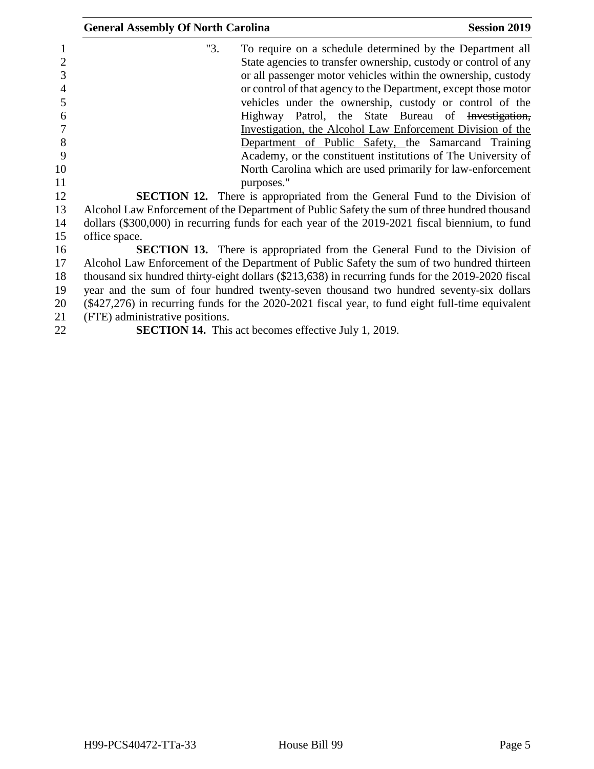"3. To require on a schedule determined by the Department all State agencies to transfer ownership, custody or control of any or all passenger motor vehicles within the ownership, custody or control of that agency to the Department, except those motor vehicles under the ownership, custody or control of the Highway Patrol, the State Bureau of ~~Investigation,~~ Investigation, the Alcohol Law Enforcement Division of the Department of Public Safety, the Samarcand Training Academy, or the constituent institutions of The University of North Carolina which are used primarily for law-enforcement purposes."

**SECTION 12.** There is appropriated from the General Fund to the Division of Alcohol Law Enforcement of the Department of Public Safety the sum of three hundred thousand dollars ($300,000) in recurring funds for each year of the 2019-2021 fiscal biennium, to fund office space.

**SECTION 13.** There is appropriated from the General Fund to the Division of Alcohol Law Enforcement of the Department of Public Safety the sum of two hundred thirteen thousand six hundred thirty-eight dollars ($213,638) in recurring funds for the 2019-2020 fiscal year and the sum of four hundred twenty-seven thousand two hundred seventy-six dollars ($427,276) in recurring funds for the 2020-2021 fiscal year, to fund eight full-time equivalent (FTE) administrative positions.

**SECTION 14.** This act becomes effective July 1, 2019.